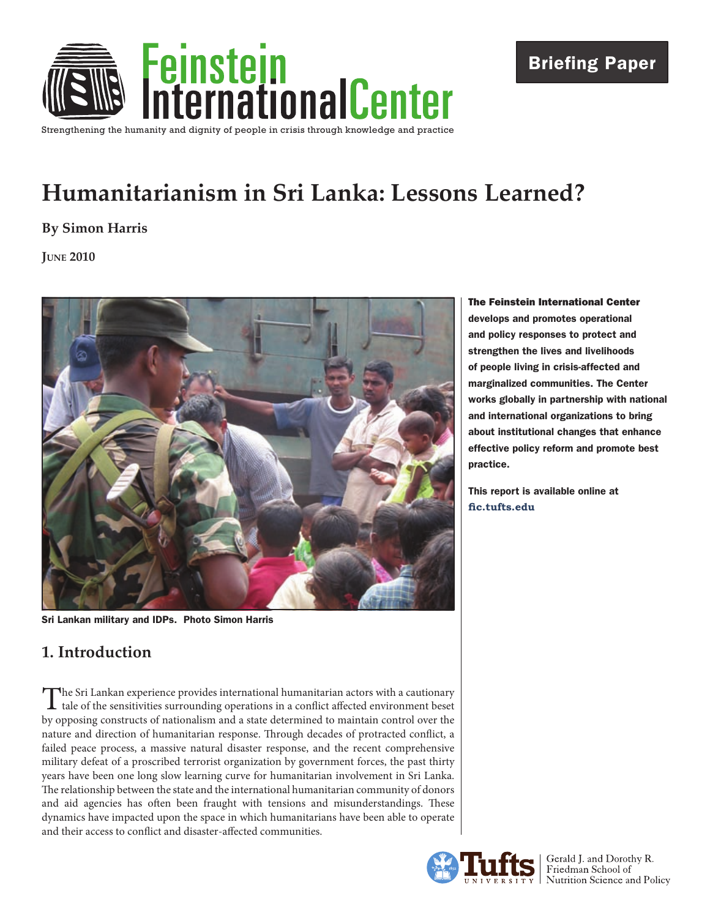Feinstein International Center

Strengthening the humanity and dignity of people in crisis through knowledge and practice

Briefing Paper

# Humanitarianism in Sri Lanka: Lessons Learned?

**By Simon Harris**

**June 2010**

Sri Lankan military and IDPs. Photo Simon Harris

**The Feinstein International Center develops and promotes operational and policy responses to protect and strengthen the lives and livelihoods of people living in crisis-affected and marginalized communities. The Center works globally in partnership with national and international organizations to bring about institutional changes that enhance effective policy reform and promote best practice.**

**This report is available online at fic.tufts.edu**

## 1. Introduction

The Sri Lankan experience provides international humanitarian actors with a cautionary tale of the sensitivities surrounding operations in a conflict affected environment beset by opposing constructs of nationalism and a state determined to maintain control over the nature and direction of humanitarian response. Through decades of protracted conflict, a failed peace process, a massive natural disaster response, and the recent comprehensive military defeat of a proscribed terrorist organization by government forces, the past thirty years have been one long slow learning curve for humanitarian involvement in Sri Lanka. The relationship between the state and the international humanitarian community of donors and aid agencies has often been fraught with tensions and misunderstandings. These dynamics have impacted upon the space in which humanitarians have been able to operate and their access to conflict and disaster-affected communities.

Tufts University | Gerald J. and Dorothy R. Friedman School of Nutrition Science and Policy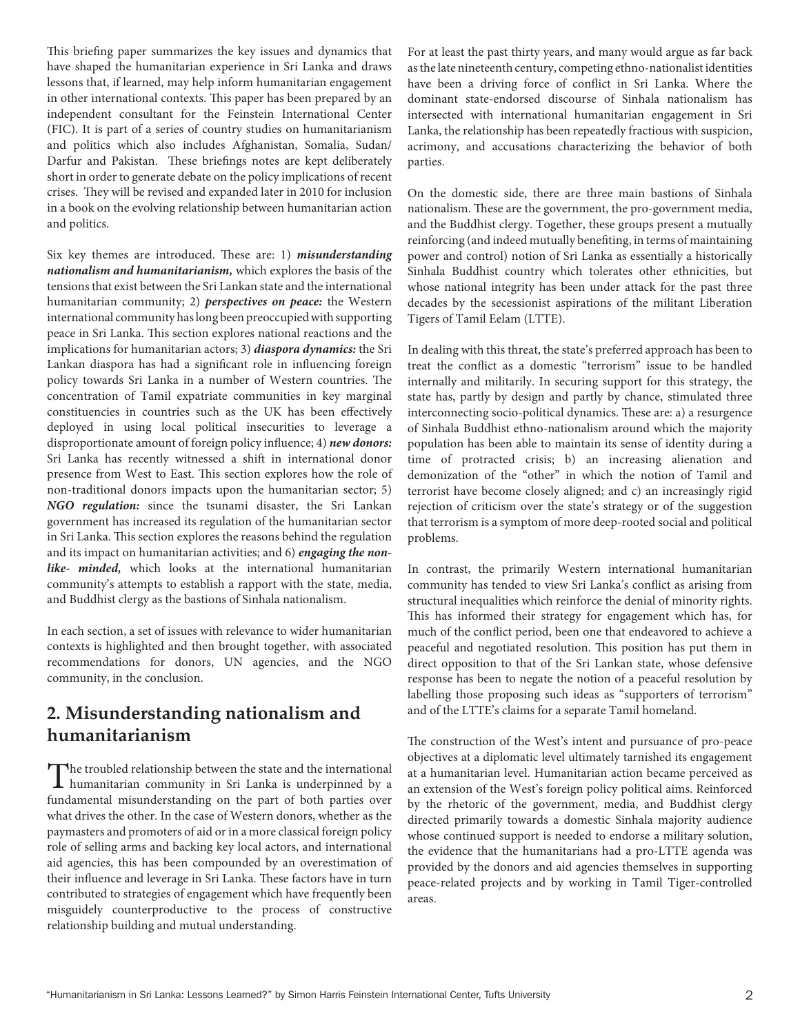This briefing paper summarizes the key issues and dynamics that have shaped the humanitarian experience in Sri Lanka and draws lessons that, if learned, may help inform humanitarian engagement in other international contexts. This paper has been prepared by an independent consultant for the Feinstein International Center (FIC). It is part of a series of country studies on humanitarianism and politics which also includes Afghanistan, Somalia, Sudan/ Darfur and Pakistan. These briefings notes are kept deliberately short in order to generate debate on the policy implications of recent crises. They will be revised and expanded later in 2010 for inclusion in a book on the evolving relationship between humanitarian action and politics.

Six key themes are introduced. These are: 1) ***misunderstanding nationalism and humanitarianism,*** which explores the basis of the tensions that exist between the Sri Lankan state and the international humanitarian community; 2) ***perspectives on peace:*** the Western international community has long been preoccupied with supporting peace in Sri Lanka. This section explores national reactions and the implications for humanitarian actors; 3) ***diaspora dynamics:*** the Sri Lankan diaspora has had a significant role in influencing foreign policy towards Sri Lanka in a number of Western countries. The concentration of Tamil expatriate communities in key marginal constituencies in countries such as the UK has been effectively deployed in using local political insecurities to leverage a disproportionate amount of foreign policy influence; 4) ***new donors:*** Sri Lanka has recently witnessed a shift in international donor presence from West to East. This section explores how the role of non-traditional donors impacts upon the humanitarian sector; 5) ***NGO regulation:*** since the tsunami disaster, the Sri Lankan government has increased its regulation of the humanitarian sector in Sri Lanka. This section explores the reasons behind the regulation and its impact on humanitarian activities; and 6) ***engaging the non-like- minded,*** which looks at the international humanitarian community's attempts to establish a rapport with the state, media, and Buddhist clergy as the bastions of Sinhala nationalism.

In each section, a set of issues with relevance to wider humanitarian contexts is highlighted and then brought together, with associated recommendations for donors, UN agencies, and the NGO community, in the conclusion.

## 2. Misunderstanding nationalism and humanitarianism

The troubled relationship between the state and the international humanitarian community in Sri Lanka is underpinned by a fundamental misunderstanding on the part of both parties over what drives the other. In the case of Western donors, whether as the paymasters and promoters of aid or in a more classical foreign policy role of selling arms and backing key local actors, and international aid agencies, this has been compounded by an overestimation of their influence and leverage in Sri Lanka. These factors have in turn contributed to strategies of engagement which have frequently been misguidely counterproductive to the process of constructive relationship building and mutual understanding.

For at least the past thirty years, and many would argue as far back as the late nineteenth century, competing ethno-nationalist identities have been a driving force of conflict in Sri Lanka. Where the dominant state-endorsed discourse of Sinhala nationalism has intersected with international humanitarian engagement in Sri Lanka, the relationship has been repeatedly fractious with suspicion, acrimony, and accusations characterizing the behavior of both parties.

On the domestic side, there are three main bastions of Sinhala nationalism. These are the government, the pro-government media, and the Buddhist clergy. Together, these groups present a mutually reinforcing (and indeed mutually benefiting, in terms of maintaining power and control) notion of Sri Lanka as essentially a historically Sinhala Buddhist country which tolerates other ethnicities, but whose national integrity has been under attack for the past three decades by the secessionist aspirations of the militant Liberation Tigers of Tamil Eelam (LTTE).

In dealing with this threat, the state's preferred approach has been to treat the conflict as a domestic "terrorism" issue to be handled internally and militarily. In securing support for this strategy, the state has, partly by design and partly by chance, stimulated three interconnecting socio-political dynamics. These are: a) a resurgence of Sinhala Buddhist ethno-nationalism around which the majority population has been able to maintain its sense of identity during a time of protracted crisis; b) an increasing alienation and demonization of the "other" in which the notion of Tamil and terrorist have become closely aligned; and c) an increasingly rigid rejection of criticism over the state's strategy or of the suggestion that terrorism is a symptom of more deep-rooted social and political problems.

In contrast, the primarily Western international humanitarian community has tended to view Sri Lanka's conflict as arising from structural inequalities which reinforce the denial of minority rights. This has informed their strategy for engagement which has, for much of the conflict period, been one that endeavored to achieve a peaceful and negotiated resolution. This position has put them in direct opposition to that of the Sri Lankan state, whose defensive response has been to negate the notion of a peaceful resolution by labelling those proposing such ideas as "supporters of terrorism" and of the LTTE's claims for a separate Tamil homeland.

The construction of the West's intent and pursuance of pro-peace objectives at a diplomatic level ultimately tarnished its engagement at a humanitarian level. Humanitarian action became perceived as an extension of the West's foreign policy political aims. Reinforced by the rhetoric of the government, media, and Buddhist clergy directed primarily towards a domestic Sinhala majority audience whose continued support is needed to endorse a military solution, the evidence that the humanitarians had a pro-LTTE agenda was provided by the donors and aid agencies themselves in supporting peace-related projects and by working in Tamil Tiger-controlled areas.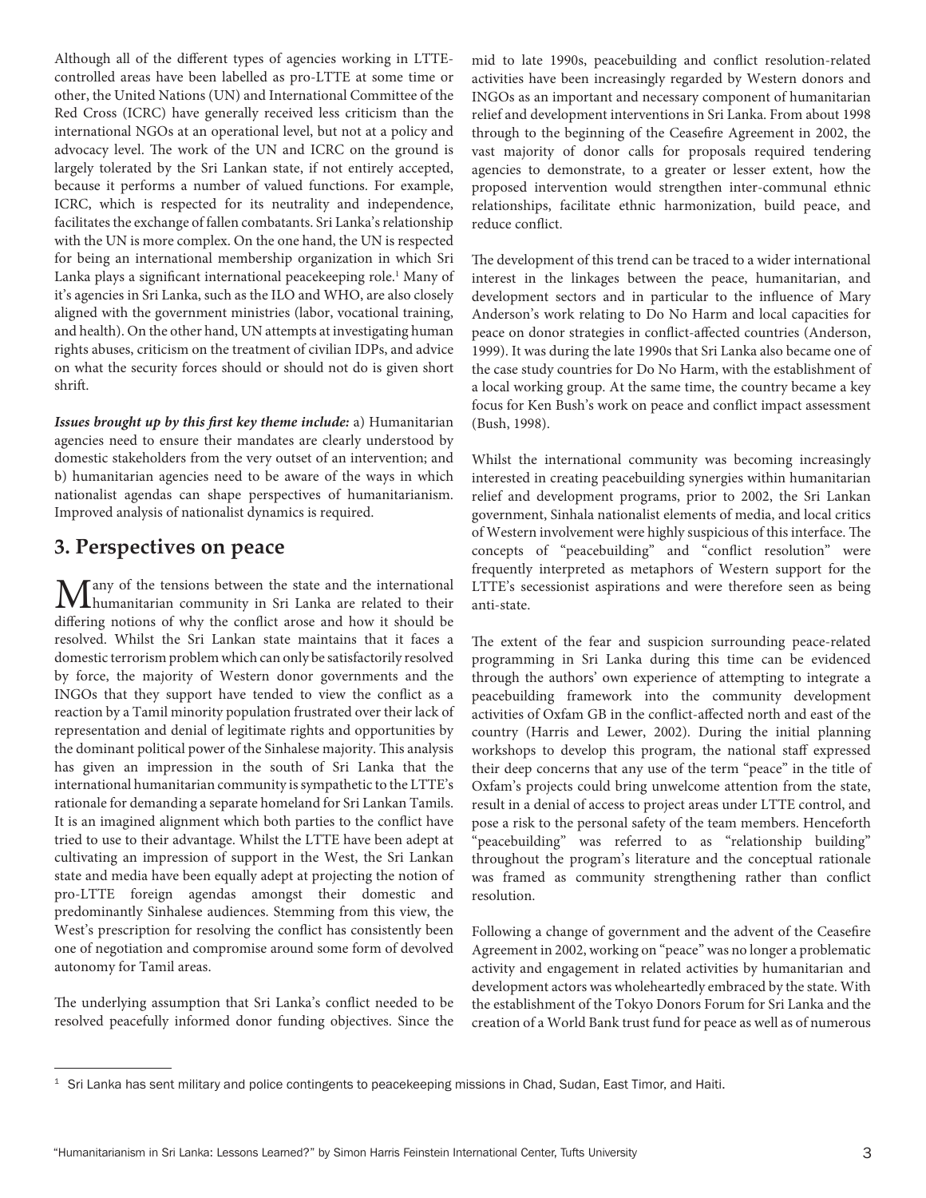Although all of the different types of agencies working in LTTE-controlled areas have been labelled as pro-LTTE at some time or other, the United Nations (UN) and International Committee of the Red Cross (ICRC) have generally received less criticism than the international NGOs at an operational level, but not at a policy and advocacy level. The work of the UN and ICRC on the ground is largely tolerated by the Sri Lankan state, if not entirely accepted, because it performs a number of valued functions. For example, ICRC, which is respected for its neutrality and independence, facilitates the exchange of fallen combatants. Sri Lanka's relationship with the UN is more complex. On the one hand, the UN is respected for being an international membership organization in which Sri Lanka plays a significant international peacekeeping role.[1] Many of it's agencies in Sri Lanka, such as the ILO and WHO, are also closely aligned with the government ministries (labor, vocational training, and health). On the other hand, UN attempts at investigating human rights abuses, criticism on the treatment of civilian IDPs, and advice on what the security forces should or should not do is given short shrift.

***Issues brought up by this first key theme include:*** a) Humanitarian agencies need to ensure their mandates are clearly understood by domestic stakeholders from the very outset of an intervention; and b) humanitarian agencies need to be aware of the ways in which nationalist agendas can shape perspectives of humanitarianism. Improved analysis of nationalist dynamics is required.

## 3. Perspectives on peace

Many of the tensions between the state and the international humanitarian community in Sri Lanka are related to their differing notions of why the conflict arose and how it should be resolved. Whilst the Sri Lankan state maintains that it faces a domestic terrorism problem which can only be satisfactorily resolved by force, the majority of Western donor governments and the INGOs that they support have tended to view the conflict as a reaction by a Tamil minority population frustrated over their lack of representation and denial of legitimate rights and opportunities by the dominant political power of the Sinhalese majority. This analysis has given an impression in the south of Sri Lanka that the international humanitarian community is sympathetic to the LTTE's rationale for demanding a separate homeland for Sri Lankan Tamils. It is an imagined alignment which both parties to the conflict have tried to use to their advantage. Whilst the LTTE have been adept at cultivating an impression of support in the West, the Sri Lankan state and media have been equally adept at projecting the notion of pro-LTTE foreign agendas amongst their domestic and predominantly Sinhalese audiences. Stemming from this view, the West's prescription for resolving the conflict has consistently been one of negotiation and compromise around some form of devolved autonomy for Tamil areas.

The underlying assumption that Sri Lanka's conflict needed to be resolved peacefully informed donor funding objectives. Since the mid to late 1990s, peacebuilding and conflict resolution-related activities have been increasingly regarded by Western donors and INGOs as an important and necessary component of humanitarian relief and development interventions in Sri Lanka. From about 1998 through to the beginning of the Ceasefire Agreement in 2002, the vast majority of donor calls for proposals required tendering agencies to demonstrate, to a greater or lesser extent, how the proposed intervention would strengthen inter-communal ethnic relationships, facilitate ethnic harmonization, build peace, and reduce conflict.

The development of this trend can be traced to a wider international interest in the linkages between the peace, humanitarian, and development sectors and in particular to the influence of Mary Anderson's work relating to Do No Harm and local capacities for peace on donor strategies in conflict-affected countries (Anderson, 1999). It was during the late 1990s that Sri Lanka also became one of the case study countries for Do No Harm, with the establishment of a local working group. At the same time, the country became a key focus for Ken Bush's work on peace and conflict impact assessment (Bush, 1998).

Whilst the international community was becoming increasingly interested in creating peacebuilding synergies within humanitarian relief and development programs, prior to 2002, the Sri Lankan government, Sinhala nationalist elements of media, and local critics of Western involvement were highly suspicious of this interface. The concepts of "peacebuilding" and "conflict resolution" were frequently interpreted as metaphors of Western support for the LTTE's secessionist aspirations and were therefore seen as being anti-state.

The extent of the fear and suspicion surrounding peace-related programming in Sri Lanka during this time can be evidenced through the authors' own experience of attempting to integrate a peacebuilding framework into the community development activities of Oxfam GB in the conflict-affected north and east of the country (Harris and Lewer, 2002). During the initial planning workshops to develop this program, the national staff expressed their deep concerns that any use of the term "peace" in the title of Oxfam's projects could bring unwelcome attention from the state, result in a denial of access to project areas under LTTE control, and pose a risk to the personal safety of the team members. Henceforth "peacebuilding" was referred to as "relationship building" throughout the program's literature and the conceptual rationale was framed as community strengthening rather than conflict resolution.

Following a change of government and the advent of the Ceasefire Agreement in 2002, working on "peace" was no longer a problematic activity and engagement in related activities by humanitarian and development actors was wholeheartedly embraced by the state. With the establishment of the Tokyo Donors Forum for Sri Lanka and the creation of a World Bank trust fund for peace as well as of numerous

[1] Sri Lanka has sent military and police contingents to peacekeeping missions in Chad, Sudan, East Timor, and Haiti.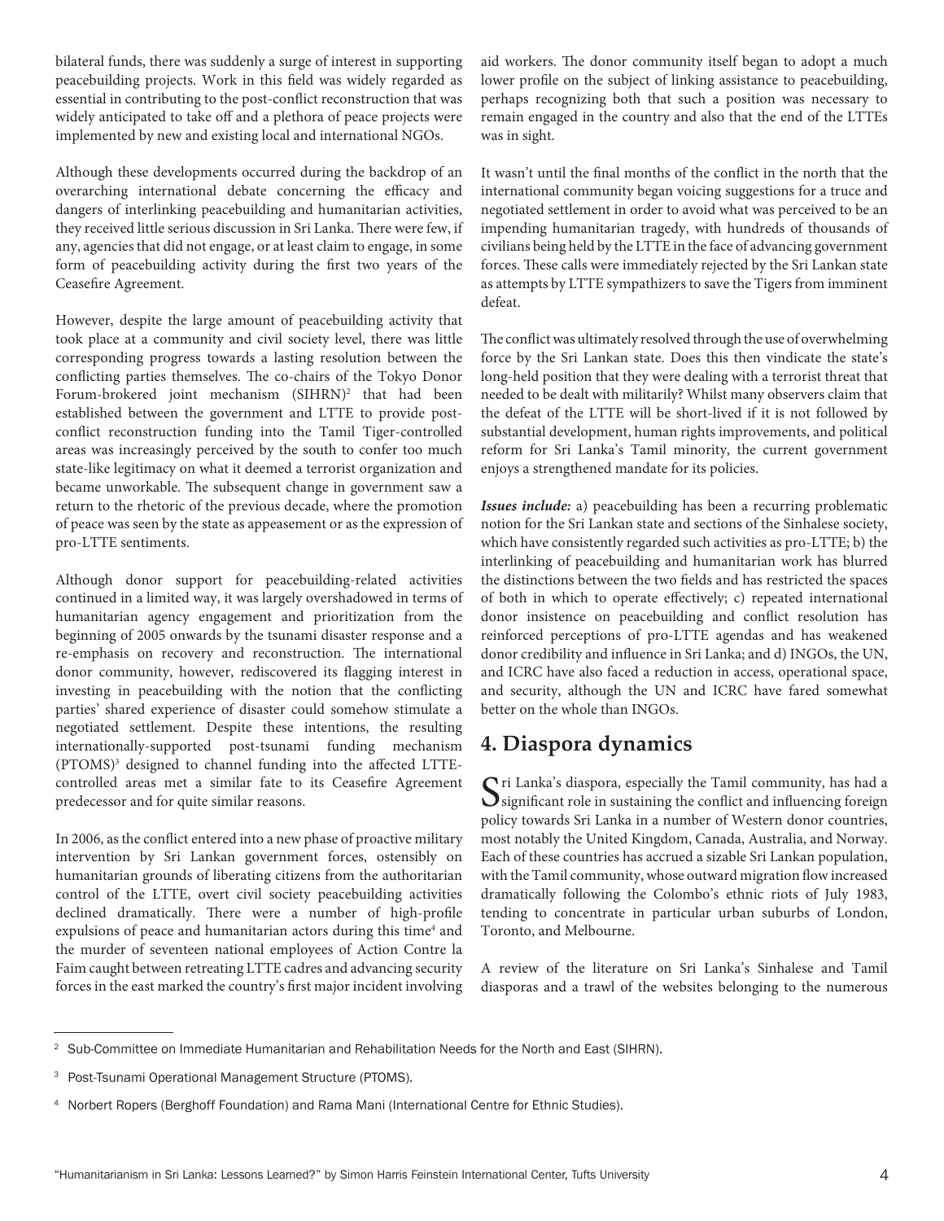bilateral funds, there was suddenly a surge of interest in supporting peacebuilding projects. Work in this field was widely regarded as essential in contributing to the post-conflict reconstruction that was widely anticipated to take off and a plethora of peace projects were implemented by new and existing local and international NGOs.

Although these developments occurred during the backdrop of an overarching international debate concerning the efficacy and dangers of interlinking peacebuilding and humanitarian activities, they received little serious discussion in Sri Lanka. There were few, if any, agencies that did not engage, or at least claim to engage, in some form of peacebuilding activity during the first two years of the Ceasefire Agreement.

However, despite the large amount of peacebuilding activity that took place at a community and civil society level, there was little corresponding progress towards a lasting resolution between the conflicting parties themselves. The co-chairs of the Tokyo Donor Forum-brokered joint mechanism (SIHRN)[2] that had been established between the government and LTTE to provide post-conflict reconstruction funding into the Tamil Tiger-controlled areas was increasingly perceived by the south to confer too much state-like legitimacy on what it deemed a terrorist organization and became unworkable. The subsequent change in government saw a return to the rhetoric of the previous decade, where the promotion of peace was seen by the state as appeasement or as the expression of pro-LTTE sentiments.

Although donor support for peacebuilding-related activities continued in a limited way, it was largely overshadowed in terms of humanitarian agency engagement and prioritization from the beginning of 2005 onwards by the tsunami disaster response and a re-emphasis on recovery and reconstruction. The international donor community, however, rediscovered its flagging interest in investing in peacebuilding with the notion that the conflicting parties' shared experience of disaster could somehow stimulate a negotiated settlement. Despite these intentions, the resulting internationally-supported post-tsunami funding mechanism (PTOMS)[3] designed to channel funding into the affected LTTE-controlled areas met a similar fate to its Ceasefire Agreement predecessor and for quite similar reasons.

In 2006, as the conflict entered into a new phase of proactive military intervention by Sri Lankan government forces, ostensibly on humanitarian grounds of liberating citizens from the authoritarian control of the LTTE, overt civil society peacebuilding activities declined dramatically. There were a number of high-profile expulsions of peace and humanitarian actors during this time[4] and the murder of seventeen national employees of Action Contre la Faim caught between retreating LTTE cadres and advancing security forces in the east marked the country's first major incident involving aid workers. The donor community itself began to adopt a much lower profile on the subject of linking assistance to peacebuilding, perhaps recognizing both that such a position was necessary to remain engaged in the country and also that the end of the LTTEs was in sight.

It wasn't until the final months of the conflict in the north that the international community began voicing suggestions for a truce and negotiated settlement in order to avoid what was perceived to be an impending humanitarian tragedy, with hundreds of thousands of civilians being held by the LTTE in the face of advancing government forces. These calls were immediately rejected by the Sri Lankan state as attempts by LTTE sympathizers to save the Tigers from imminent defeat.

The conflict was ultimately resolved through the use of overwhelming force by the Sri Lankan state. Does this then vindicate the state's long-held position that they were dealing with a terrorist threat that needed to be dealt with militarily? Whilst many observers claim that the defeat of the LTTE will be short-lived if it is not followed by substantial development, human rights improvements, and political reform for Sri Lanka's Tamil minority, the current government enjoys a strengthened mandate for its policies.

***Issues include:*** a) peacebuilding has been a recurring problematic notion for the Sri Lankan state and sections of the Sinhalese society, which have consistently regarded such activities as pro-LTTE; b) the interlinking of peacebuilding and humanitarian work has blurred the distinctions between the two fields and has restricted the spaces of both in which to operate effectively; c) repeated international donor insistence on peacebuilding and conflict resolution has reinforced perceptions of pro-LTTE agendas and has weakened donor credibility and influence in Sri Lanka; and d) INGOs, the UN, and ICRC have also faced a reduction in access, operational space, and security, although the UN and ICRC have fared somewhat better on the whole than INGOs.

## 4. Diaspora dynamics

Sri Lanka's diaspora, especially the Tamil community, has had a significant role in sustaining the conflict and influencing foreign policy towards Sri Lanka in a number of Western donor countries, most notably the United Kingdom, Canada, Australia, and Norway. Each of these countries has accrued a sizable Sri Lankan population, with the Tamil community, whose outward migration flow increased dramatically following the Colombo's ethnic riots of July 1983, tending to concentrate in particular urban suburbs of London, Toronto, and Melbourne.

A review of the literature on Sri Lanka's Sinhalese and Tamil diasporas and a trawl of the websites belonging to the numerous

---

[2] Sub-Committee on Immediate Humanitarian and Rehabilitation Needs for the North and East (SIHRN).

[3] Post-Tsunami Operational Management Structure (PTOMS).

[4] Norbert Ropers (Berghoff Foundation) and Rama Mani (International Centre for Ethnic Studies).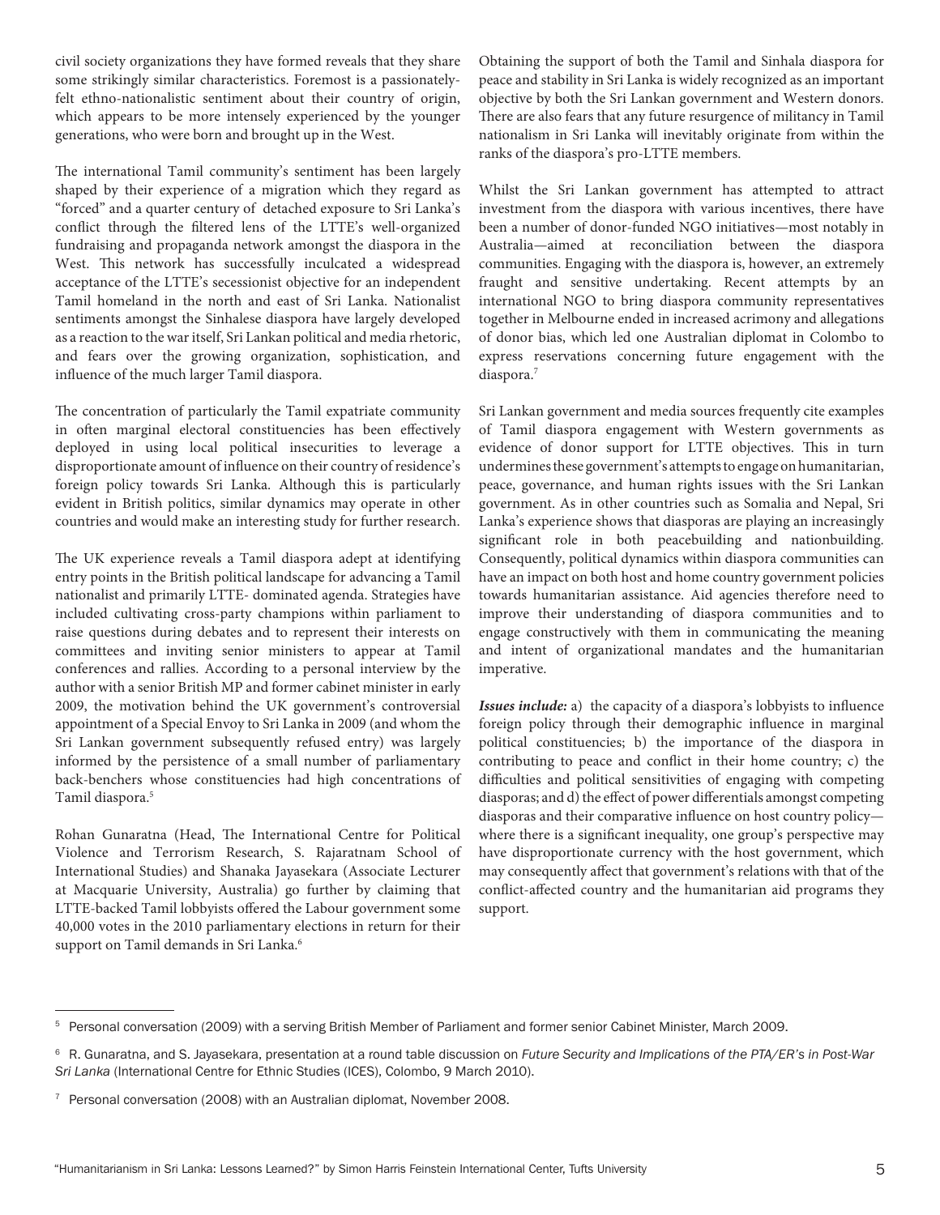civil society organizations they have formed reveals that they share some strikingly similar characteristics. Foremost is a passionately-felt ethno-nationalistic sentiment about their country of origin, which appears to be more intensely experienced by the younger generations, who were born and brought up in the West.

The international Tamil community's sentiment has been largely shaped by their experience of a migration which they regard as "forced" and a quarter century of detached exposure to Sri Lanka's conflict through the filtered lens of the LTTE's well-organized fundraising and propaganda network amongst the diaspora in the West. This network has successfully inculcated a widespread acceptance of the LTTE's secessionist objective for an independent Tamil homeland in the north and east of Sri Lanka. Nationalist sentiments amongst the Sinhalese diaspora have largely developed as a reaction to the war itself, Sri Lankan political and media rhetoric, and fears over the growing organization, sophistication, and influence of the much larger Tamil diaspora.

The concentration of particularly the Tamil expatriate community in often marginal electoral constituencies has been effectively deployed in using local political insecurities to leverage a disproportionate amount of influence on their country of residence's foreign policy towards Sri Lanka. Although this is particularly evident in British politics, similar dynamics may operate in other countries and would make an interesting study for further research.

The UK experience reveals a Tamil diaspora adept at identifying entry points in the British political landscape for advancing a Tamil nationalist and primarily LTTE- dominated agenda. Strategies have included cultivating cross-party champions within parliament to raise questions during debates and to represent their interests on committees and inviting senior ministers to appear at Tamil conferences and rallies. According to a personal interview by the author with a senior British MP and former cabinet minister in early 2009, the motivation behind the UK government's controversial appointment of a Special Envoy to Sri Lanka in 2009 (and whom the Sri Lankan government subsequently refused entry) was largely informed by the persistence of a small number of parliamentary back-benchers whose constituencies had high concentrations of Tamil diaspora.[5]

Rohan Gunaratna (Head, The International Centre for Political Violence and Terrorism Research, S. Rajaratnam School of International Studies) and Shanaka Jayasekara (Associate Lecturer at Macquarie University, Australia) go further by claiming that LTTE-backed Tamil lobbyists offered the Labour government some 40,000 votes in the 2010 parliamentary elections in return for their support on Tamil demands in Sri Lanka.[6]

Obtaining the support of both the Tamil and Sinhala diaspora for peace and stability in Sri Lanka is widely recognized as an important objective by both the Sri Lankan government and Western donors. There are also fears that any future resurgence of militancy in Tamil nationalism in Sri Lanka will inevitably originate from within the ranks of the diaspora's pro-LTTE members.

Whilst the Sri Lankan government has attempted to attract investment from the diaspora with various incentives, there have been a number of donor-funded NGO initiatives—most notably in Australia—aimed at reconciliation between the diaspora communities. Engaging with the diaspora is, however, an extremely fraught and sensitive undertaking. Recent attempts by an international NGO to bring diaspora community representatives together in Melbourne ended in increased acrimony and allegations of donor bias, which led one Australian diplomat in Colombo to express reservations concerning future engagement with the diaspora.[7]

Sri Lankan government and media sources frequently cite examples of Tamil diaspora engagement with Western governments as evidence of donor support for LTTE objectives. This in turn undermines these government's attempts to engage on humanitarian, peace, governance, and human rights issues with the Sri Lankan government. As in other countries such as Somalia and Nepal, Sri Lanka's experience shows that diasporas are playing an increasingly significant role in both peacebuilding and nationbuilding. Consequently, political dynamics within diaspora communities can have an impact on both host and home country government policies towards humanitarian assistance. Aid agencies therefore need to improve their understanding of diaspora communities and to engage constructively with them in communicating the meaning and intent of organizational mandates and the humanitarian imperative.

***Issues include:*** a) the capacity of a diaspora's lobbyists to influence foreign policy through their demographic influence in marginal political constituencies; b) the importance of the diaspora in contributing to peace and conflict in their home country; c) the difficulties and political sensitivities of engaging with competing diasporas; and d) the effect of power differentials amongst competing diasporas and their comparative influence on host country policy—where there is a significant inequality, one group's perspective may have disproportionate currency with the host government, which may consequently affect that government's relations with that of the conflict-affected country and the humanitarian aid programs they support.

---

[5] Personal conversation (2009) with a serving British Member of Parliament and former senior Cabinet Minister, March 2009.

[6] R. Gunaratna, and S. Jayasekara, presentation at a round table discussion on *Future Security and Implications of the PTA/ER's in Post-War Sri Lanka* (International Centre for Ethnic Studies (ICES), Colombo, 9 March 2010).

[7] Personal conversation (2008) with an Australian diplomat, November 2008.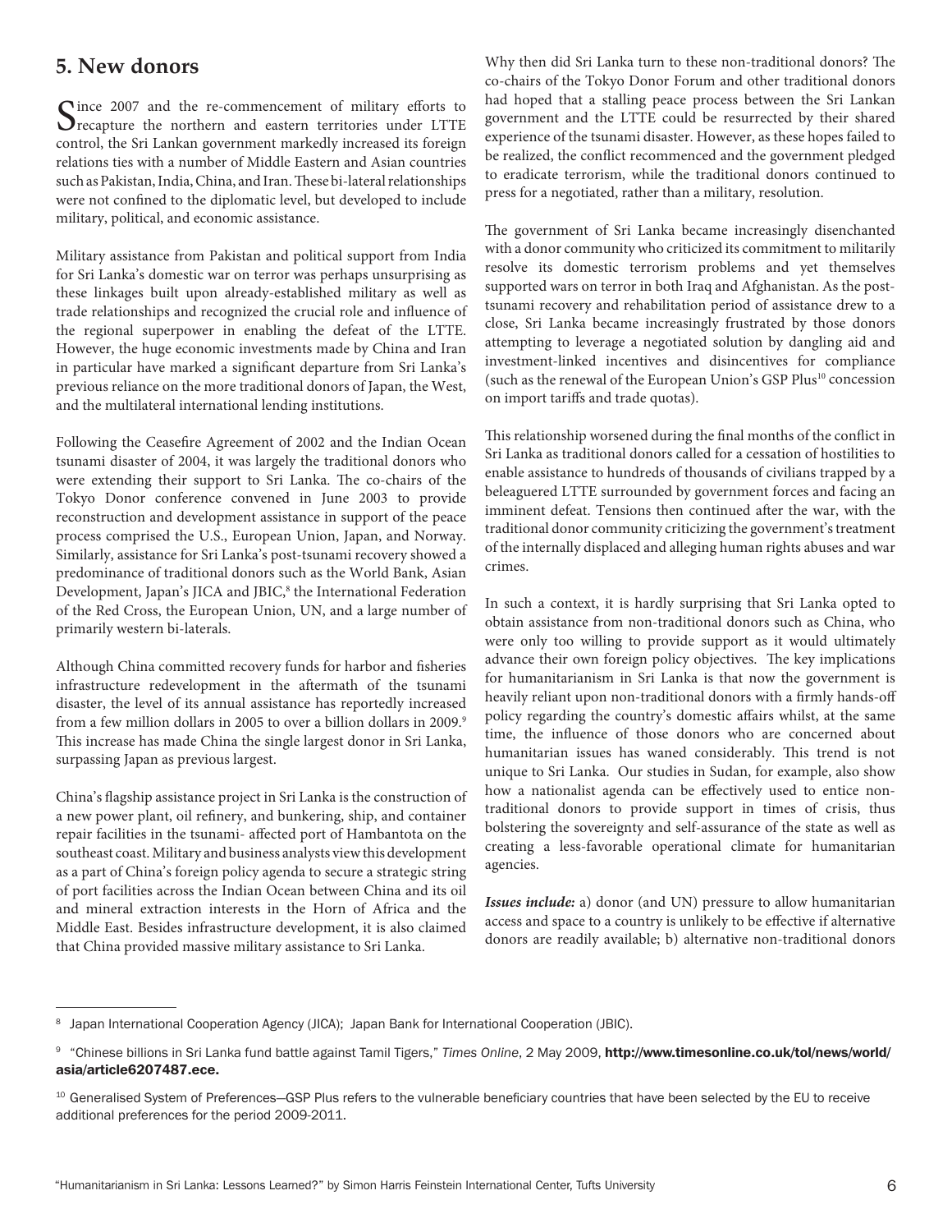## 5. New donors

Since 2007 and the re-commencement of military efforts to recapture the northern and eastern territories under LTTE control, the Sri Lankan government markedly increased its foreign relations ties with a number of Middle Eastern and Asian countries such as Pakistan, India, China, and Iran. These bi-lateral relationships were not confined to the diplomatic level, but developed to include military, political, and economic assistance.

Military assistance from Pakistan and political support from India for Sri Lanka's domestic war on terror was perhaps unsurprising as these linkages built upon already-established military as well as trade relationships and recognized the crucial role and influence of the regional superpower in enabling the defeat of the LTTE. However, the huge economic investments made by China and Iran in particular have marked a significant departure from Sri Lanka's previous reliance on the more traditional donors of Japan, the West, and the multilateral international lending institutions.

Following the Ceasefire Agreement of 2002 and the Indian Ocean tsunami disaster of 2004, it was largely the traditional donors who were extending their support to Sri Lanka. The co-chairs of the Tokyo Donor conference convened in June 2003 to provide reconstruction and development assistance in support of the peace process comprised the U.S., European Union, Japan, and Norway. Similarly, assistance for Sri Lanka's post-tsunami recovery showed a predominance of traditional donors such as the World Bank, Asian Development, Japan's JICA and JBIC,[8] the International Federation of the Red Cross, the European Union, UN, and a large number of primarily western bi-laterals.

Although China committed recovery funds for harbor and fisheries infrastructure redevelopment in the aftermath of the tsunami disaster, the level of its annual assistance has reportedly increased from a few million dollars in 2005 to over a billion dollars in 2009.[9] This increase has made China the single largest donor in Sri Lanka, surpassing Japan as previous largest.

China's flagship assistance project in Sri Lanka is the construction of a new power plant, oil refinery, and bunkering, ship, and container repair facilities in the tsunami- affected port of Hambantota on the southeast coast. Military and business analysts view this development as a part of China's foreign policy agenda to secure a strategic string of port facilities across the Indian Ocean between China and its oil and mineral extraction interests in the Horn of Africa and the Middle East. Besides infrastructure development, it is also claimed that China provided massive military assistance to Sri Lanka.

Why then did Sri Lanka turn to these non-traditional donors? The co-chairs of the Tokyo Donor Forum and other traditional donors had hoped that a stalling peace process between the Sri Lankan government and the LTTE could be resurrected by their shared experience of the tsunami disaster. However, as these hopes failed to be realized, the conflict recommenced and the government pledged to eradicate terrorism, while the traditional donors continued to press for a negotiated, rather than a military, resolution.

The government of Sri Lanka became increasingly disenchanted with a donor community who criticized its commitment to militarily resolve its domestic terrorism problems and yet themselves supported wars on terror in both Iraq and Afghanistan. As the post-tsunami recovery and rehabilitation period of assistance drew to a close, Sri Lanka became increasingly frustrated by those donors attempting to leverage a negotiated solution by dangling aid and investment-linked incentives and disincentives for compliance (such as the renewal of the European Union's GSP Plus[10] concession on import tariffs and trade quotas).

This relationship worsened during the final months of the conflict in Sri Lanka as traditional donors called for a cessation of hostilities to enable assistance to hundreds of thousands of civilians trapped by a beleaguered LTTE surrounded by government forces and facing an imminent defeat. Tensions then continued after the war, with the traditional donor community criticizing the government's treatment of the internally displaced and alleging human rights abuses and war crimes.

In such a context, it is hardly surprising that Sri Lanka opted to obtain assistance from non-traditional donors such as China, who were only too willing to provide support as it would ultimately advance their own foreign policy objectives. The key implications for humanitarianism in Sri Lanka is that now the government is heavily reliant upon non-traditional donors with a firmly hands-off policy regarding the country's domestic affairs whilst, at the same time, the influence of those donors who are concerned about humanitarian issues has waned considerably. This trend is not unique to Sri Lanka. Our studies in Sudan, for example, also show how a nationalist agenda can be effectively used to entice non-traditional donors to provide support in times of crisis, thus bolstering the sovereignty and self-assurance of the state as well as creating a less-favorable operational climate for humanitarian agencies.

***Issues include:*** a) donor (and UN) pressure to allow humanitarian access and space to a country is unlikely to be effective if alternative donors are readily available; b) alternative non-traditional donors

---

[8] Japan International Cooperation Agency (JICA); Japan Bank for International Cooperation (JBIC).

[9] "Chinese billions in Sri Lanka fund battle against Tamil Tigers," *Times Online*, 2 May 2009, **http://www.timesonline.co.uk/tol/news/world/asia/article6207487.ece.**

[10] Generalised System of Preferences—GSP Plus refers to the vulnerable beneficiary countries that have been selected by the EU to receive additional preferences for the period 2009-2011.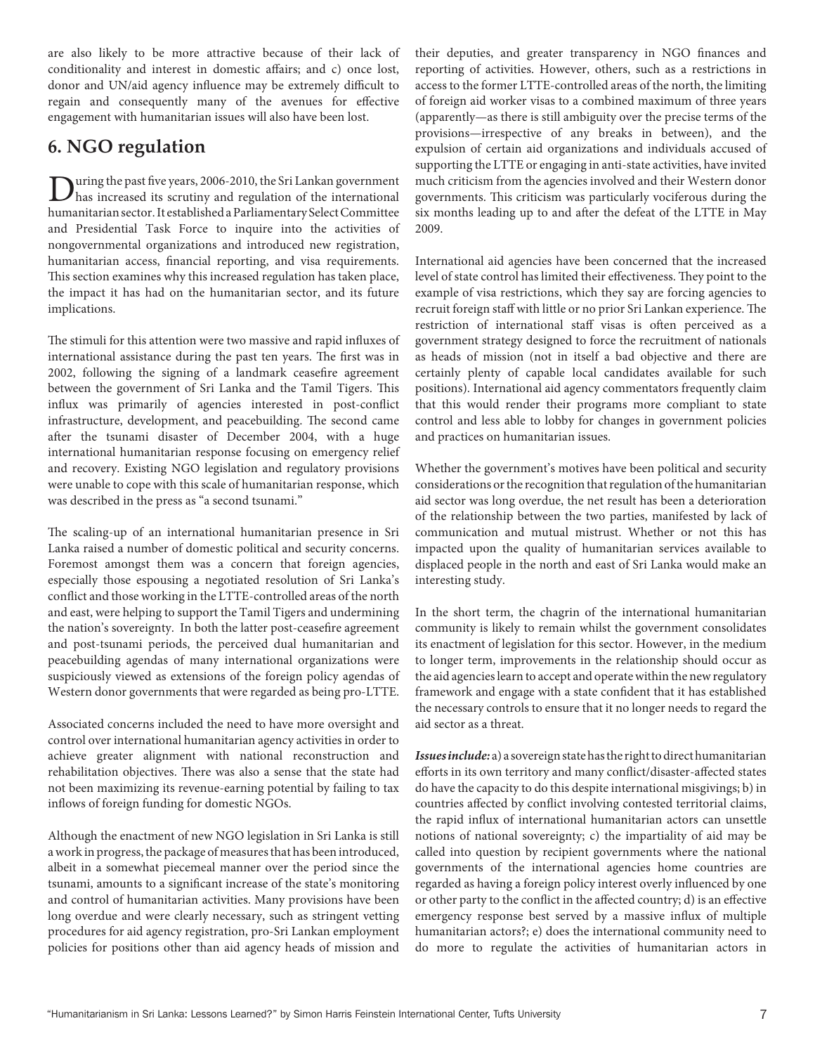are also likely to be more attractive because of their lack of conditionality and interest in domestic affairs; and c) once lost, donor and UN/aid agency influence may be extremely difficult to regain and consequently many of the avenues for effective engagement with humanitarian issues will also have been lost.

## 6. NGO regulation

During the past five years, 2006-2010, the Sri Lankan government has increased its scrutiny and regulation of the international humanitarian sector. It established a Parliamentary Select Committee and Presidential Task Force to inquire into the activities of nongovernmental organizations and introduced new registration, humanitarian access, financial reporting, and visa requirements. This section examines why this increased regulation has taken place, the impact it has had on the humanitarian sector, and its future implications.

The stimuli for this attention were two massive and rapid influxes of international assistance during the past ten years. The first was in 2002, following the signing of a landmark ceasefire agreement between the government of Sri Lanka and the Tamil Tigers. This influx was primarily of agencies interested in post-conflict infrastructure, development, and peacebuilding. The second came after the tsunami disaster of December 2004, with a huge international humanitarian response focusing on emergency relief and recovery. Existing NGO legislation and regulatory provisions were unable to cope with this scale of humanitarian response, which was described in the press as "a second tsunami."

The scaling-up of an international humanitarian presence in Sri Lanka raised a number of domestic political and security concerns. Foremost amongst them was a concern that foreign agencies, especially those espousing a negotiated resolution of Sri Lanka's conflict and those working in the LTTE-controlled areas of the north and east, were helping to support the Tamil Tigers and undermining the nation's sovereignty. In both the latter post-ceasefire agreement and post-tsunami periods, the perceived dual humanitarian and peacebuilding agendas of many international organizations were suspiciously viewed as extensions of the foreign policy agendas of Western donor governments that were regarded as being pro-LTTE.

Associated concerns included the need to have more oversight and control over international humanitarian agency activities in order to achieve greater alignment with national reconstruction and rehabilitation objectives. There was also a sense that the state had not been maximizing its revenue-earning potential by failing to tax inflows of foreign funding for domestic NGOs.

Although the enactment of new NGO legislation in Sri Lanka is still a work in progress, the package of measures that has been introduced, albeit in a somewhat piecemeal manner over the period since the tsunami, amounts to a significant increase of the state's monitoring and control of humanitarian activities. Many provisions have been long overdue and were clearly necessary, such as stringent vetting procedures for aid agency registration, pro-Sri Lankan employment policies for positions other than aid agency heads of mission and their deputies, and greater transparency in NGO finances and reporting of activities. However, others, such as a restrictions in access to the former LTTE-controlled areas of the north, the limiting of foreign aid worker visas to a combined maximum of three years (apparently—as there is still ambiguity over the precise terms of the provisions—irrespective of any breaks in between), and the expulsion of certain aid organizations and individuals accused of supporting the LTTE or engaging in anti-state activities, have invited much criticism from the agencies involved and their Western donor governments. This criticism was particularly vociferous during the six months leading up to and after the defeat of the LTTE in May 2009.

International aid agencies have been concerned that the increased level of state control has limited their effectiveness. They point to the example of visa restrictions, which they say are forcing agencies to recruit foreign staff with little or no prior Sri Lankan experience. The restriction of international staff visas is often perceived as a government strategy designed to force the recruitment of nationals as heads of mission (not in itself a bad objective and there are certainly plenty of capable local candidates available for such positions). International aid agency commentators frequently claim that this would render their programs more compliant to state control and less able to lobby for changes in government policies and practices on humanitarian issues.

Whether the government's motives have been political and security considerations or the recognition that regulation of the humanitarian aid sector was long overdue, the net result has been a deterioration of the relationship between the two parties, manifested by lack of communication and mutual mistrust. Whether or not this has impacted upon the quality of humanitarian services available to displaced people in the north and east of Sri Lanka would make an interesting study.

In the short term, the chagrin of the international humanitarian community is likely to remain whilst the government consolidates its enactment of legislation for this sector. However, in the medium to longer term, improvements in the relationship should occur as the aid agencies learn to accept and operate within the new regulatory framework and engage with a state confident that it has established the necessary controls to ensure that it no longer needs to regard the aid sector as a threat.

***Issues include:*** a) a sovereign state has the right to direct humanitarian efforts in its own territory and many conflict/disaster-affected states do have the capacity to do this despite international misgivings; b) in countries affected by conflict involving contested territorial claims, the rapid influx of international humanitarian actors can unsettle notions of national sovereignty; c) the impartiality of aid may be called into question by recipient governments where the national governments of the international agencies home countries are regarded as having a foreign policy interest overly influenced by one or other party to the conflict in the affected country; d) is an effective emergency response best served by a massive influx of multiple humanitarian actors?; e) does the international community need to do more to regulate the activities of humanitarian actors in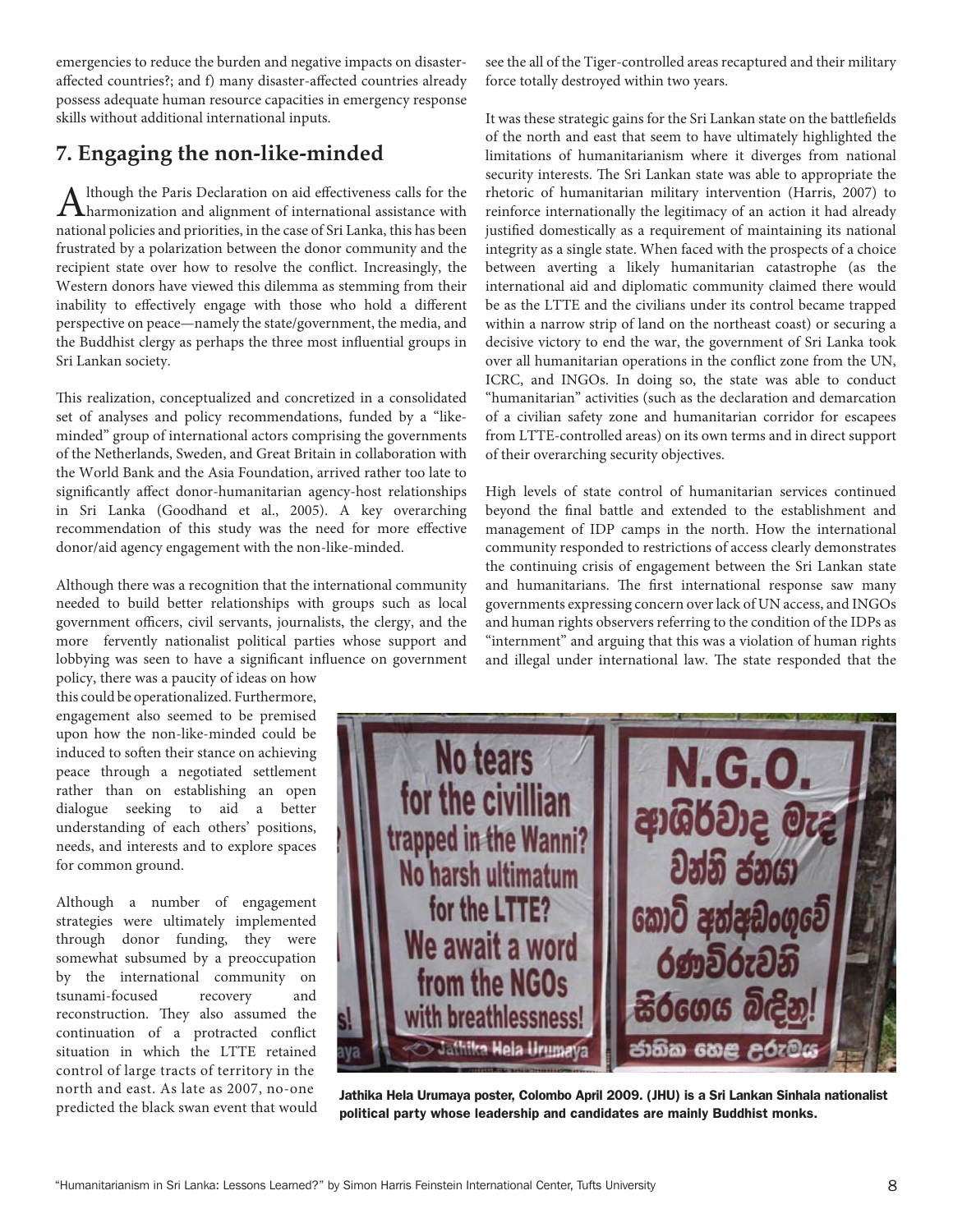emergencies to reduce the burden and negative impacts on disaster-affected countries?; and f) many disaster-affected countries already possess adequate human resource capacities in emergency response skills without additional international inputs.

## 7. Engaging the non-like-minded

Although the Paris Declaration on aid effectiveness calls for the harmonization and alignment of international assistance with national policies and priorities, in the case of Sri Lanka, this has been frustrated by a polarization between the donor community and the recipient state over how to resolve the conflict. Increasingly, the Western donors have viewed this dilemma as stemming from their inability to effectively engage with those who hold a different perspective on peace—namely the state/government, the media, and the Buddhist clergy as perhaps the three most influential groups in Sri Lankan society.

This realization, conceptualized and concretized in a consolidated set of analyses and policy recommendations, funded by a "like-minded" group of international actors comprising the governments of the Netherlands, Sweden, and Great Britain in collaboration with the World Bank and the Asia Foundation, arrived rather too late to significantly affect donor-humanitarian agency-host relationships in Sri Lanka (Goodhand et al., 2005). A key overarching recommendation of this study was the need for more effective donor/aid agency engagement with the non-like-minded.

Although there was a recognition that the international community needed to build better relationships with groups such as local government officers, civil servants, journalists, the clergy, and the more fervently nationalist political parties whose support and lobbying was seen to have a significant influence on government policy, there was a paucity of ideas on how this could be operationalized. Furthermore, engagement also seemed to be premised upon how the non-like-minded could be induced to soften their stance on achieving peace through a negotiated settlement rather than on establishing an open dialogue seeking to aid a better understanding of each others' positions, needs, and interests and to explore spaces for common ground.

Although a number of engagement strategies were ultimately implemented through donor funding, they were somewhat subsumed by a preoccupation by the international community on tsunami-focused recovery and reconstruction. They also assumed the continuation of a protracted conflict situation in which the LTTE retained control of large tracts of territory in the north and east. As late as 2007, no-one predicted the black swan event that would see the all of the Tiger-controlled areas recaptured and their military force totally destroyed within two years.

It was these strategic gains for the Sri Lankan state on the battlefields of the north and east that seem to have ultimately highlighted the limitations of humanitarianism where it diverges from national security interests. The Sri Lankan state was able to appropriate the rhetoric of humanitarian military intervention (Harris, 2007) to reinforce internationally the legitimacy of an action it had already justified domestically as a requirement of maintaining its national integrity as a single state. When faced with the prospects of a choice between averting a likely humanitarian catastrophe (as the international aid and diplomatic community claimed there would be as the LTTE and the civilians under its control became trapped within a narrow strip of land on the northeast coast) or securing a decisive victory to end the war, the government of Sri Lanka took over all humanitarian operations in the conflict zone from the UN, ICRC, and INGOs. In doing so, the state was able to conduct "humanitarian" activities (such as the declaration and demarcation of a civilian safety zone and humanitarian corridor for escapees from LTTE-controlled areas) on its own terms and in direct support of their overarching security objectives.

High levels of state control of humanitarian services continued beyond the final battle and extended to the establishment and management of IDP camps in the north. How the international community responded to restrictions of access clearly demonstrates the continuing crisis of engagement between the Sri Lankan state and humanitarians. The first international response saw many governments expressing concern over lack of UN access, and INGOs and human rights observers referring to the condition of the IDPs as "internment" and arguing that this was a violation of human rights and illegal under international law. The state responded that the

**Jathika Hela Urumaya poster, Colombo April 2009. (JHU) is a Sri Lankan Sinhala nationalist political party whose leadership and candidates are mainly Buddhist monks.**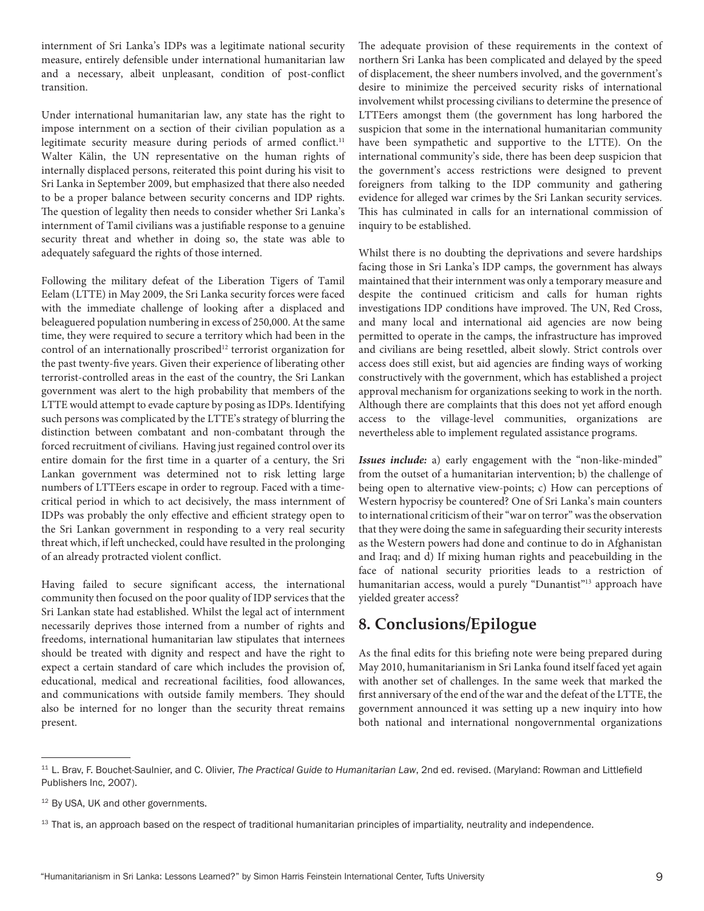internment of Sri Lanka's IDPs was a legitimate national security measure, entirely defensible under international humanitarian law and a necessary, albeit unpleasant, condition of post-conflict transition.

Under international humanitarian law, any state has the right to impose internment on a section of their civilian population as a legitimate security measure during periods of armed conflict.[11] Walter Kälin, the UN representative on the human rights of internally displaced persons, reiterated this point during his visit to Sri Lanka in September 2009, but emphasized that there also needed to be a proper balance between security concerns and IDP rights. The question of legality then needs to consider whether Sri Lanka's internment of Tamil civilians was a justifiable response to a genuine security threat and whether in doing so, the state was able to adequately safeguard the rights of those interned.

Following the military defeat of the Liberation Tigers of Tamil Eelam (LTTE) in May 2009, the Sri Lanka security forces were faced with the immediate challenge of looking after a displaced and beleaguered population numbering in excess of 250,000. At the same time, they were required to secure a territory which had been in the control of an internationally proscribed[12] terrorist organization for the past twenty-five years. Given their experience of liberating other terrorist-controlled areas in the east of the country, the Sri Lankan government was alert to the high probability that members of the LTTE would attempt to evade capture by posing as IDPs. Identifying such persons was complicated by the LTTE's strategy of blurring the distinction between combatant and non-combatant through the forced recruitment of civilians. Having just regained control over its entire domain for the first time in a quarter of a century, the Sri Lankan government was determined not to risk letting large numbers of LTTEers escape in order to regroup. Faced with a time-critical period in which to act decisively, the mass internment of IDPs was probably the only effective and efficient strategy open to the Sri Lankan government in responding to a very real security threat which, if left unchecked, could have resulted in the prolonging of an already protracted violent conflict.

Having failed to secure significant access, the international community then focused on the poor quality of IDP services that the Sri Lankan state had established. Whilst the legal act of internment necessarily deprives those interned from a number of rights and freedoms, international humanitarian law stipulates that internees should be treated with dignity and respect and have the right to expect a certain standard of care which includes the provision of, educational, medical and recreational facilities, food allowances, and communications with outside family members. They should also be interned for no longer than the security threat remains present.

The adequate provision of these requirements in the context of northern Sri Lanka has been complicated and delayed by the speed of displacement, the sheer numbers involved, and the government's desire to minimize the perceived security risks of international involvement whilst processing civilians to determine the presence of LTTEers amongst them (the government has long harbored the suspicion that some in the international humanitarian community have been sympathetic and supportive to the LTTE). On the international community's side, there has been deep suspicion that the government's access restrictions were designed to prevent foreigners from talking to the IDP community and gathering evidence for alleged war crimes by the Sri Lankan security services. This has culminated in calls for an international commission of inquiry to be established.

Whilst there is no doubting the deprivations and severe hardships facing those in Sri Lanka's IDP camps, the government has always maintained that their internment was only a temporary measure and despite the continued criticism and calls for human rights investigations IDP conditions have improved. The UN, Red Cross, and many local and international aid agencies are now being permitted to operate in the camps, the infrastructure has improved and civilians are being resettled, albeit slowly. Strict controls over access does still exist, but aid agencies are finding ways of working constructively with the government, which has established a project approval mechanism for organizations seeking to work in the north. Although there are complaints that this does not yet afford enough access to the village-level communities, organizations are nevertheless able to implement regulated assistance programs.

***Issues include:*** a) early engagement with the "non-like-minded" from the outset of a humanitarian intervention; b) the challenge of being open to alternative view-points; c) How can perceptions of Western hypocrisy be countered? One of Sri Lanka's main counters to international criticism of their "war on terror" was the observation that they were doing the same in safeguarding their security interests as the Western powers had done and continue to do in Afghanistan and Iraq; and d) If mixing human rights and peacebuilding in the face of national security priorities leads to a restriction of humanitarian access, would a purely "Dunantist"[13] approach have yielded greater access?

## 8. Conclusions/Epilogue

As the final edits for this briefing note were being prepared during May 2010, humanitarianism in Sri Lanka found itself faced yet again with another set of challenges. In the same week that marked the first anniversary of the end of the war and the defeat of the LTTE, the government announced it was setting up a new inquiry into how both national and international nongovernmental organizations

---

[11] L. Brav, F. Bouchet-Saulnier, and C. Olivier, *The Practical Guide to Humanitarian Law*, 2nd ed. revised. (Maryland: Rowman and Littlefield Publishers Inc, 2007).

[12] By USA, UK and other governments.

[13] That is, an approach based on the respect of traditional humanitarian principles of impartiality, neutrality and independence.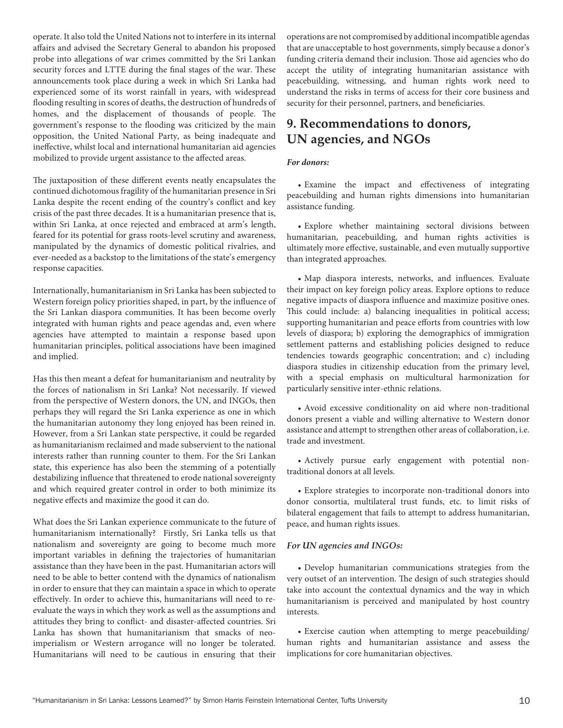operate. It also told the United Nations not to interfere in its internal affairs and advised the Secretary General to abandon his proposed probe into allegations of war crimes committed by the Sri Lankan security forces and LTTE during the final stages of the war. These announcements took place during a week in which Sri Lanka had experienced some of its worst rainfall in years, with widespread flooding resulting in scores of deaths, the destruction of hundreds of homes, and the displacement of thousands of people. The government's response to the flooding was criticized by the main opposition, the United National Party, as being inadequate and ineffective, whilst local and international humanitarian aid agencies mobilized to provide urgent assistance to the affected areas.

The juxtaposition of these different events neatly encapsulates the continued dichotomous fragility of the humanitarian presence in Sri Lanka despite the recent ending of the country's conflict and key crisis of the past three decades. It is a humanitarian presence that is, within Sri Lanka, at once rejected and embraced at arm's length, feared for its potential for grass roots-level scrutiny and awareness, manipulated by the dynamics of domestic political rivalries, and ever-needed as a backstop to the limitations of the state's emergency response capacities.

Internationally, humanitarianism in Sri Lanka has been subjected to Western foreign policy priorities shaped, in part, by the influence of the Sri Lankan diaspora communities. It has been become overly integrated with human rights and peace agendas and, even where agencies have attempted to maintain a response based upon humanitarian principles, political associations have been imagined and implied.

Has this then meant a defeat for humanitarianism and neutrality by the forces of nationalism in Sri Lanka? Not necessarily. If viewed from the perspective of Western donors, the UN, and INGOs, then perhaps they will regard the Sri Lanka experience as one in which the humanitarian autonomy they long enjoyed has been reined in. However, from a Sri Lankan state perspective, it could be regarded as humanitarianism reclaimed and made subservient to the national interests rather than running counter to them. For the Sri Lankan state, this experience has also been the stemming of a potentially destabilizing influence that threatened to erode national sovereignty and which required greater control in order to both minimize its negative effects and maximize the good it can do.

What does the Sri Lankan experience communicate to the future of humanitarianism internationally? Firstly, Sri Lanka tells us that nationalism and sovereignty are going to become much more important variables in defining the trajectories of humanitarian assistance than they have been in the past. Humanitarian actors will need to be able to better contend with the dynamics of nationalism in order to ensure that they can maintain a space in which to operate effectively. In order to achieve this, humanitarians will need to re-evaluate the ways in which they work as well as the assumptions and attitudes they bring to conflict- and disaster-affected countries. Sri Lanka has shown that humanitarianism that smacks of neo-imperialism or Western arrogance will no longer be tolerated. Humanitarians will need to be cautious in ensuring that their operations are not compromised by additional incompatible agendas that are unacceptable to host governments, simply because a donor's funding criteria demand their inclusion. Those aid agencies who do accept the utility of integrating humanitarian assistance with peacebuilding, witnessing, and human rights work need to understand the risks in terms of access for their core business and security for their personnel, partners, and beneficiaries.

## 9. Recommendations to donors, UN agencies, and NGOs

***For donors:***

- Examine the impact and effectiveness of integrating peacebuilding and human rights dimensions into humanitarian assistance funding.

- Explore whether maintaining sectoral divisions between humanitarian, peacebuilding, and human rights activities is ultimately more effective, sustainable, and even mutually supportive than integrated approaches.

- Map diaspora interests, networks, and influences. Evaluate their impact on key foreign policy areas. Explore options to reduce negative impacts of diaspora influence and maximize positive ones. This could include: a) balancing inequalities in political access; supporting humanitarian and peace efforts from countries with low levels of diaspora; b) exploring the demographics of immigration settlement patterns and establishing policies designed to reduce tendencies towards geographic concentration; and c) including diaspora studies in citizenship education from the primary level, with a special emphasis on multicultural harmonization for particularly sensitive inter-ethnic relations.

- Avoid excessive conditionality on aid where non-traditional donors present a viable and willing alternative to Western donor assistance and attempt to strengthen other areas of collaboration, i.e. trade and investment.

- Actively pursue early engagement with potential non-traditional donors at all levels.

- Explore strategies to incorporate non-traditional donors into donor consortia, multilateral trust funds, etc. to limit risks of bilateral engagement that fails to attempt to address humanitarian, peace, and human rights issues.

***For UN agencies and INGOs:***

- Develop humanitarian communications strategies from the very outset of an intervention. The design of such strategies should take into account the contextual dynamics and the way in which humanitarianism is perceived and manipulated by host country interests.

- Exercise caution when attempting to merge peacebuilding/ human rights and humanitarian assistance and assess the implications for core humanitarian objectives.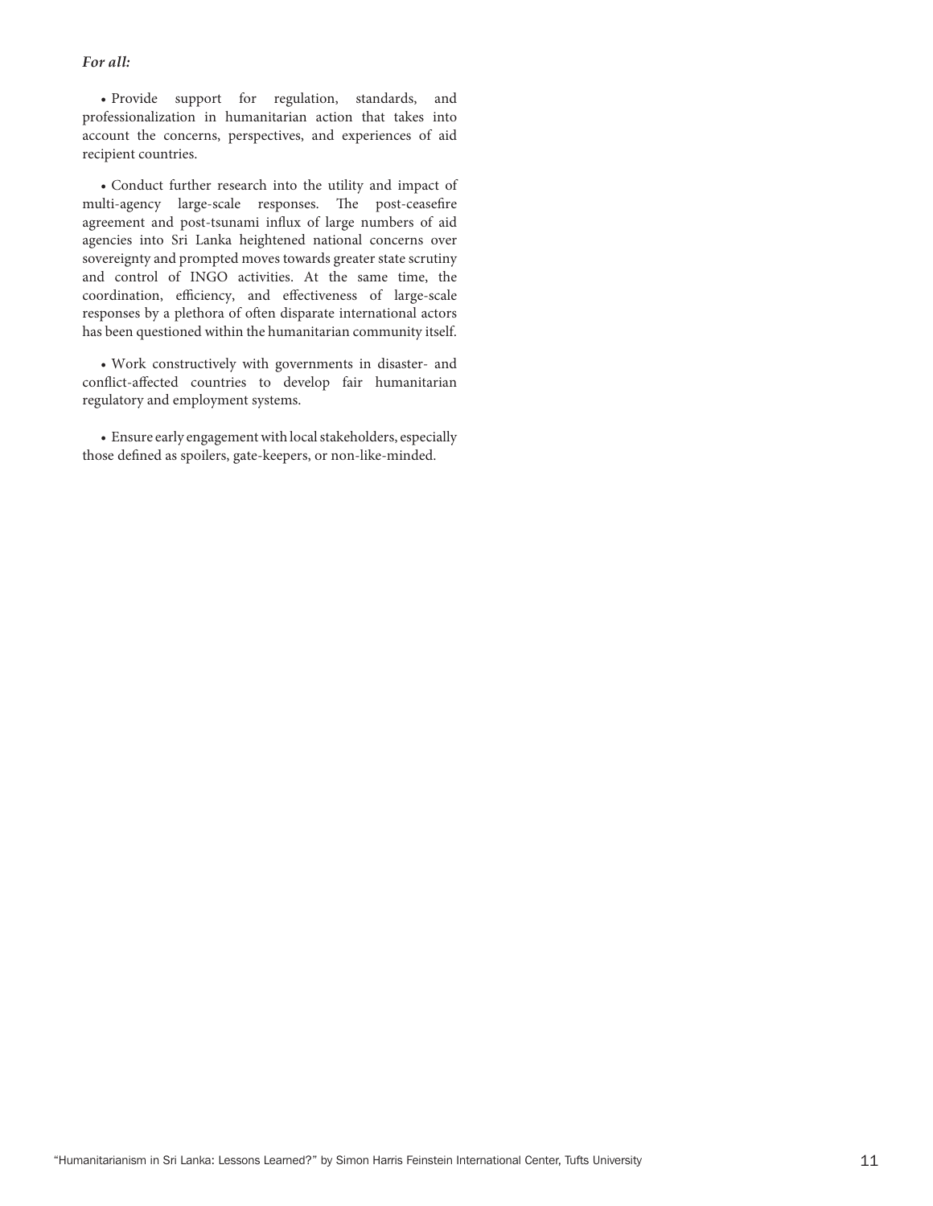***For all:***

- Provide support for regulation, standards, and professionalization in humanitarian action that takes into account the concerns, perspectives, and experiences of aid recipient countries.

- Conduct further research into the utility and impact of multi-agency large-scale responses. The post-ceasefire agreement and post-tsunami influx of large numbers of aid agencies into Sri Lanka heightened national concerns over sovereignty and prompted moves towards greater state scrutiny and control of INGO activities. At the same time, the coordination, efficiency, and effectiveness of large-scale responses by a plethora of often disparate international actors has been questioned within the humanitarian community itself.

- Work constructively with governments in disaster- and conflict-affected countries to develop fair humanitarian regulatory and employment systems.

- Ensure early engagement with local stakeholders, especially those defined as spoilers, gate-keepers, or non-like-minded.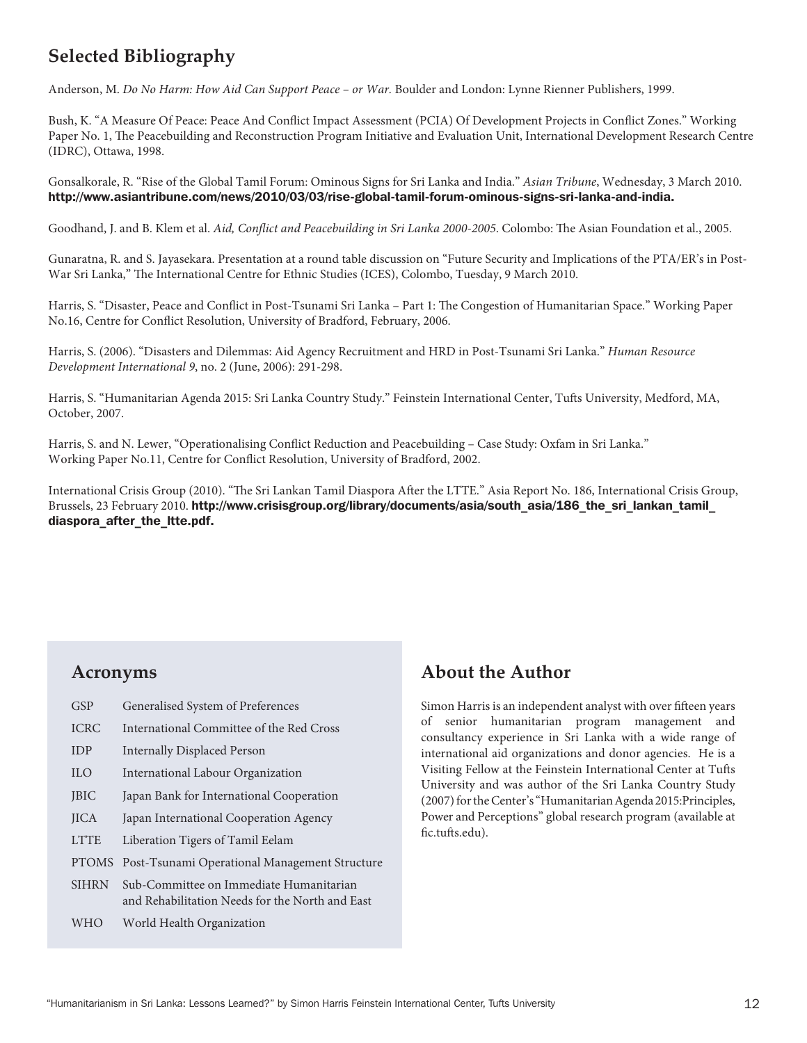## Selected Bibliography

Anderson, M. *Do No Harm: How Aid Can Support Peace – or War.* Boulder and London: Lynne Rienner Publishers, 1999.

Bush, K. "A Measure Of Peace: Peace And Conflict Impact Assessment (PCIA) Of Development Projects in Conflict Zones." Working Paper No. 1, The Peacebuilding and Reconstruction Program Initiative and Evaluation Unit, International Development Research Centre (IDRC), Ottawa, 1998.

Gonsalkorale, R. "Rise of the Global Tamil Forum: Ominous Signs for Sri Lanka and India." *Asian Tribune*, Wednesday, 3 March 2010. **http://www.asiantribune.com/news/2010/03/03/rise-global-tamil-forum-ominous-signs-sri-lanka-and-india.**

Goodhand, J. and B. Klem et al. *Aid, Conflict and Peacebuilding in Sri Lanka 2000-2005*. Colombo: The Asian Foundation et al., 2005.

Gunaratna, R. and S. Jayasekara. Presentation at a round table discussion on "Future Security and Implications of the PTA/ER's in Post-War Sri Lanka," The International Centre for Ethnic Studies (ICES), Colombo, Tuesday, 9 March 2010.

Harris, S. "Disaster, Peace and Conflict in Post-Tsunami Sri Lanka – Part 1: The Congestion of Humanitarian Space." Working Paper No.16, Centre for Conflict Resolution, University of Bradford, February, 2006.

Harris, S. (2006). "Disasters and Dilemmas: Aid Agency Recruitment and HRD in Post-Tsunami Sri Lanka." *Human Resource Development International 9*, no. 2 (June, 2006): 291-298.

Harris, S. "Humanitarian Agenda 2015: Sri Lanka Country Study." Feinstein International Center, Tufts University, Medford, MA, October, 2007.

Harris, S. and N. Lewer, "Operationalising Conflict Reduction and Peacebuilding – Case Study: Oxfam in Sri Lanka." Working Paper No.11, Centre for Conflict Resolution, University of Bradford, 2002.

International Crisis Group (2010). "The Sri Lankan Tamil Diaspora After the LTTE." Asia Report No. 186, International Crisis Group, Brussels, 23 February 2010. **http://www.crisisgroup.org/library/documents/asia/south_asia/186_the_sri_lankan_tamil_diaspora_after_the_ltte.pdf.**

## Acronyms

| | |
|---|---|
| GSP | Generalised System of Preferences |
| ICRC | International Committee of the Red Cross |
| IDP | Internally Displaced Person |
| ILO | International Labour Organization |
| JBIC | Japan Bank for International Cooperation |
| JICA | Japan International Cooperation Agency |
| LTTE | Liberation Tigers of Tamil Eelam |
| PTOMS | Post-Tsunami Operational Management Structure |
| SIHRN | Sub-Committee on Immediate Humanitarian and Rehabilitation Needs for the North and East |
| WHO | World Health Organization |

## About the Author

Simon Harris is an independent analyst with over fifteen years of senior humanitarian program management and consultancy experience in Sri Lanka with a wide range of international aid organizations and donor agencies. He is a Visiting Fellow at the Feinstein International Center at Tufts University and was author of the Sri Lanka Country Study (2007) for the Center's "Humanitarian Agenda 2015:Principles, Power and Perceptions" global research program (available at fic.tufts.edu).